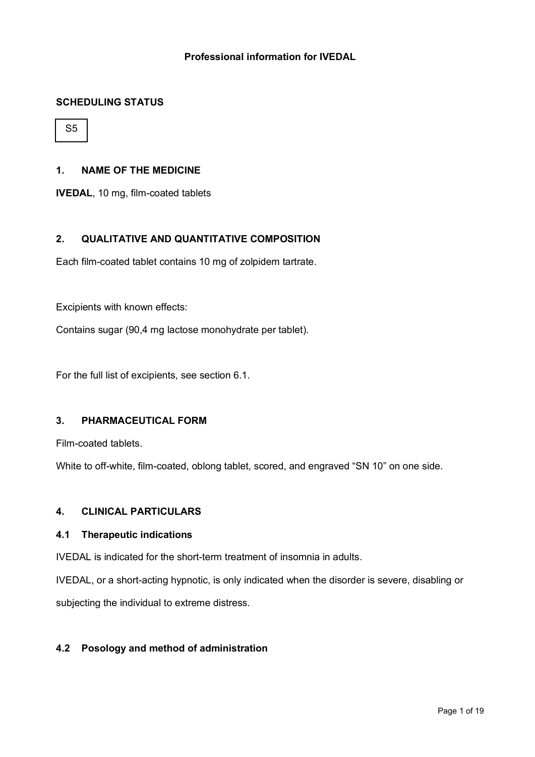# Professional information for IVEDAL

## SCHEDULING STATUS

S5

## 1. NAME OF THE MEDICINE

**IVEDAL**, 10 mg, film-coated tablets

## 2. QUALITATIVE AND QUANTITATIVE COMPOSITION

Each film-coated tablet contains 10 mg of zolpidem tartrate.

Excipients with known effects:

Contains sugar (90,4 mg lactose monohydrate per tablet).

For the full list of excipients, see section 6.1.

## 3. PHARMACEUTICAL FORM

Film-coated tablets.

White to off-white, film-coated, oblong tablet, scored, and engraved “SN 10” on one side.

## 4. CLINICAL PARTICULARS

### 4.1 Therapeutic indications

IVEDAL is indicated for the short-term treatment of insomnia in adults.

IVEDAL, or a short-acting hypnotic, is only indicated when the disorder is severe, disabling or subjecting the individual to extreme distress.

### 4.2 Posology and method of administration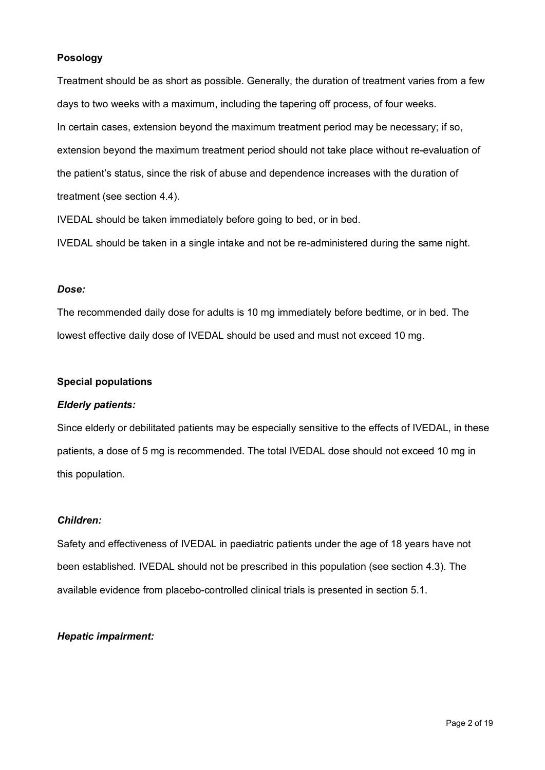**Posology**

Treatment should be as short as possible. Generally, the duration of treatment varies from a few days to two weeks with a maximum, including the tapering off process, of four weeks.

In certain cases, extension beyond the maximum treatment period may be necessary; if so, extension beyond the maximum treatment period should not take place without re-evaluation of the patient's status, since the risk of abuse and dependence increases with the duration of treatment (see section 4.4).

IVEDAL should be taken immediately before going to bed, or in bed.

IVEDAL should be taken in a single intake and not be re-administered during the same night.

***Dose:***

The recommended daily dose for adults is 10 mg immediately before bedtime, or in bed. The lowest effective daily dose of IVEDAL should be used and must not exceed 10 mg.

**Special populations**

***Elderly patients:***

Since elderly or debilitated patients may be especially sensitive to the effects of IVEDAL, in these patients, a dose of 5 mg is recommended. The total IVEDAL dose should not exceed 10 mg in this population.

***Children:***

Safety and effectiveness of IVEDAL in paediatric patients under the age of 18 years have not been established. IVEDAL should not be prescribed in this population (see section 4.3). The available evidence from placebo-controlled clinical trials is presented in section 5.1.

***Hepatic impairment:***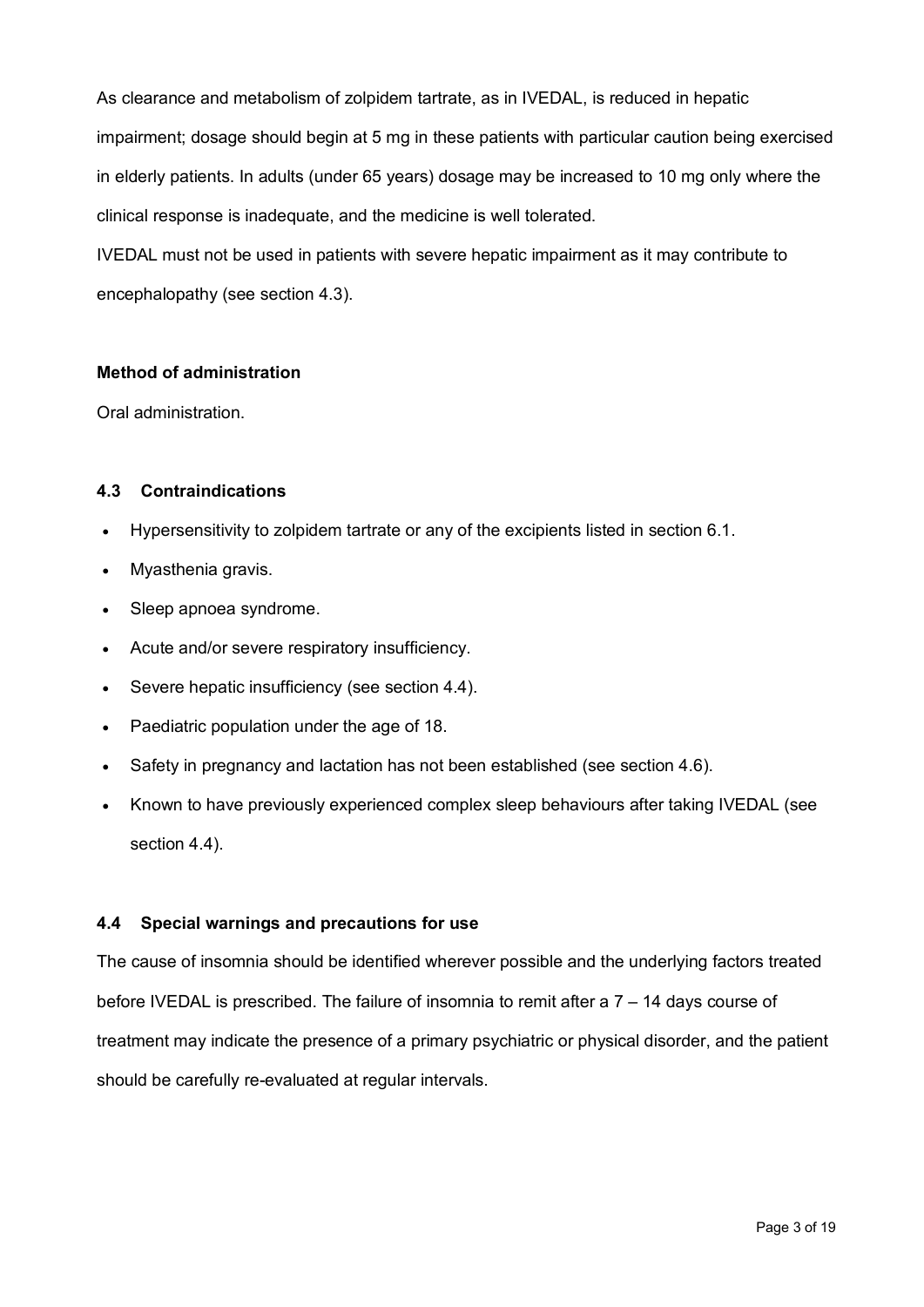As clearance and metabolism of zolpidem tartrate, as in IVEDAL, is reduced in hepatic impairment; dosage should begin at 5 mg in these patients with particular caution being exercised in elderly patients. In adults (under 65 years) dosage may be increased to 10 mg only where the clinical response is inadequate, and the medicine is well tolerated.

IVEDAL must not be used in patients with severe hepatic impairment as it may contribute to encephalopathy (see section 4.3).

**Method of administration**

Oral administration.

### 4.3 Contraindications

- Hypersensitivity to zolpidem tartrate or any of the excipients listed in section 6.1.
- Myasthenia gravis.
- Sleep apnoea syndrome.
- Acute and/or severe respiratory insufficiency.
- Severe hepatic insufficiency (see section 4.4).
- Paediatric population under the age of 18.
- Safety in pregnancy and lactation has not been established (see section 4.6).
- Known to have previously experienced complex sleep behaviours after taking IVEDAL (see section 4.4).

### 4.4 Special warnings and precautions for use

The cause of insomnia should be identified wherever possible and the underlying factors treated before IVEDAL is prescribed. The failure of insomnia to remit after a 7 – 14 days course of treatment may indicate the presence of a primary psychiatric or physical disorder, and the patient should be carefully re-evaluated at regular intervals.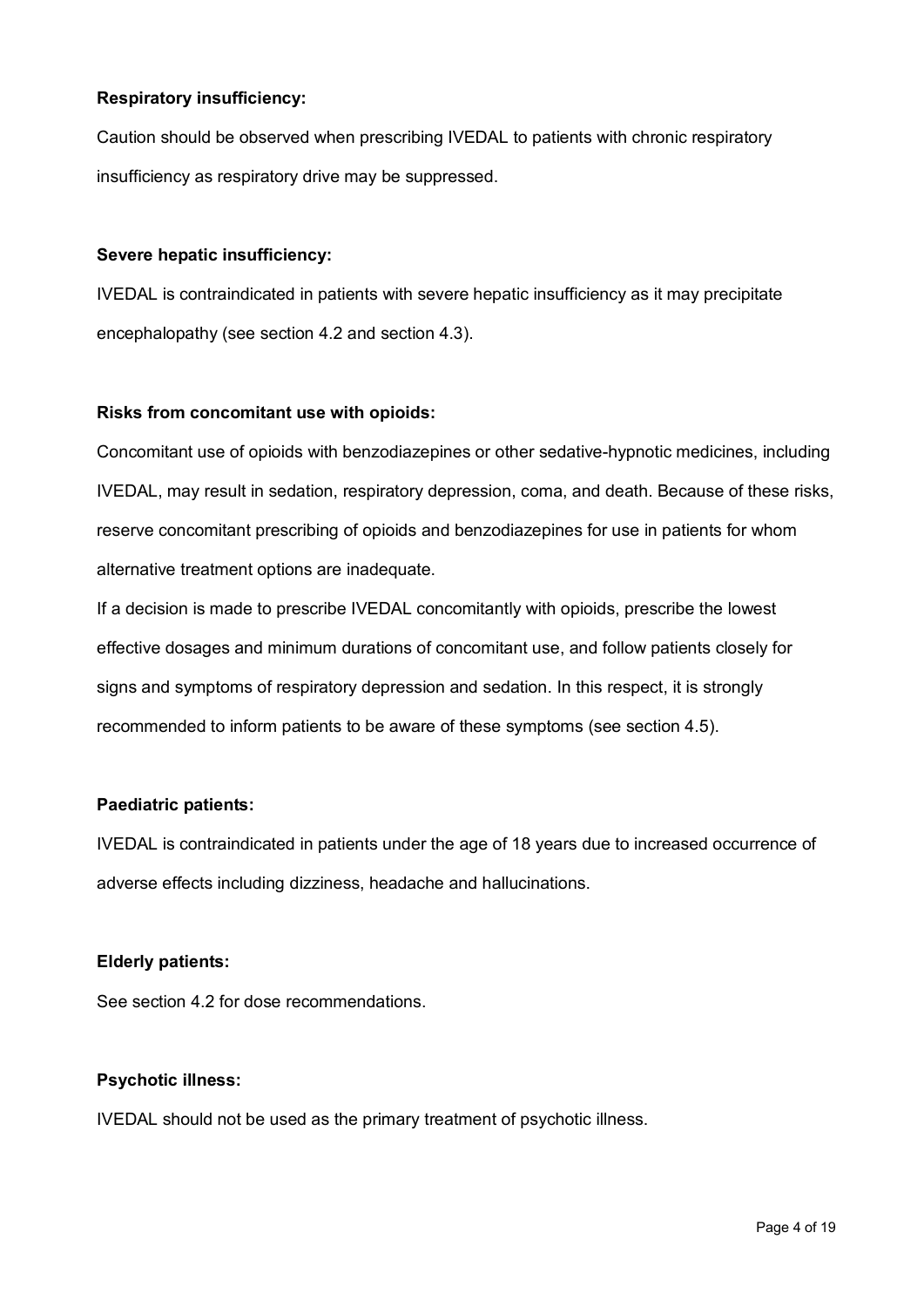**Respiratory insufficiency:**

Caution should be observed when prescribing IVEDAL to patients with chronic respiratory insufficiency as respiratory drive may be suppressed.

**Severe hepatic insufficiency:**

IVEDAL is contraindicated in patients with severe hepatic insufficiency as it may precipitate encephalopathy (see section 4.2 and section 4.3).

**Risks from concomitant use with opioids:**

Concomitant use of opioids with benzodiazepines or other sedative-hypnotic medicines, including IVEDAL, may result in sedation, respiratory depression, coma, and death. Because of these risks, reserve concomitant prescribing of opioids and benzodiazepines for use in patients for whom alternative treatment options are inadequate.

If a decision is made to prescribe IVEDAL concomitantly with opioids, prescribe the lowest effective dosages and minimum durations of concomitant use, and follow patients closely for signs and symptoms of respiratory depression and sedation. In this respect, it is strongly recommended to inform patients to be aware of these symptoms (see section 4.5).

**Paediatric patients:**

IVEDAL is contraindicated in patients under the age of 18 years due to increased occurrence of adverse effects including dizziness, headache and hallucinations.

**Elderly patients:**

See section 4.2 for dose recommendations.

**Psychotic illness:**

IVEDAL should not be used as the primary treatment of psychotic illness.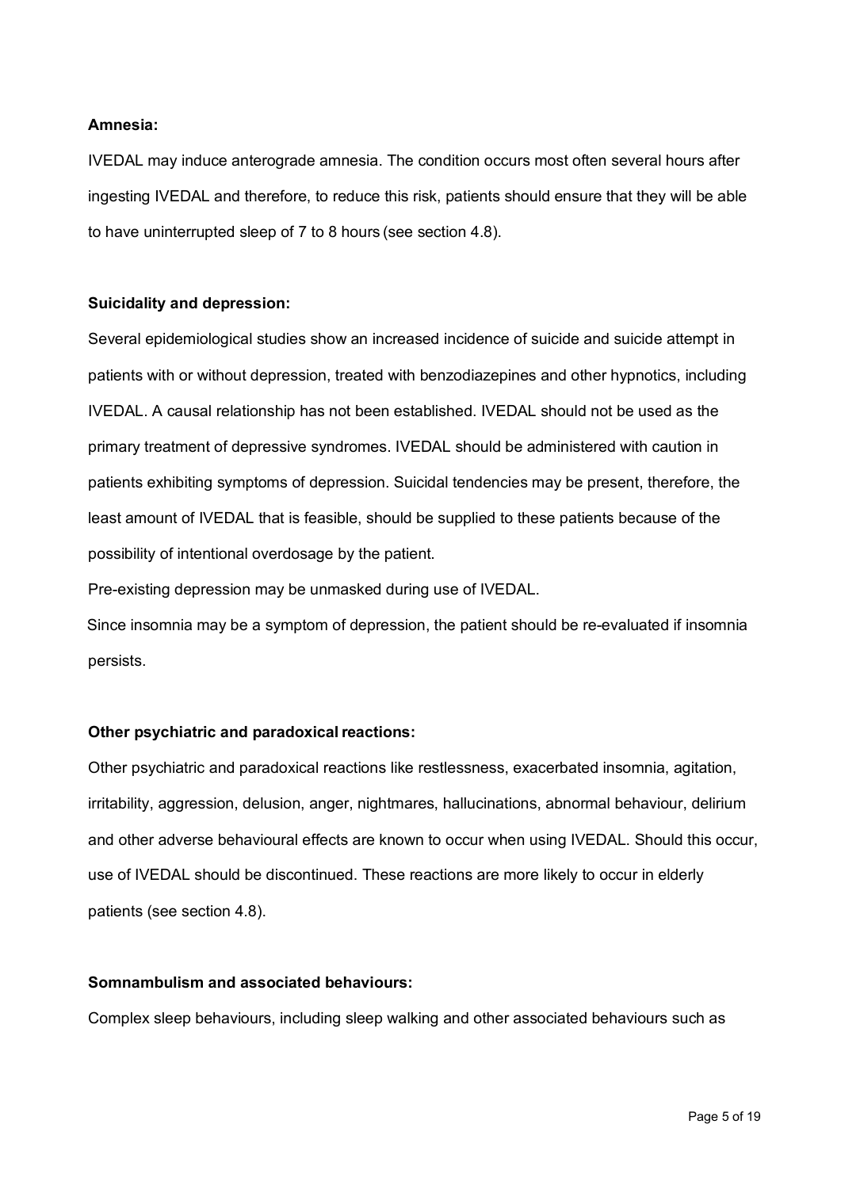**Amnesia:**

IVEDAL may induce anterograde amnesia. The condition occurs most often several hours after ingesting IVEDAL and therefore, to reduce this risk, patients should ensure that they will be able to have uninterrupted sleep of 7 to 8 hours (see section 4.8).

**Suicidality and depression:**

Several epidemiological studies show an increased incidence of suicide and suicide attempt in patients with or without depression, treated with benzodiazepines and other hypnotics, including IVEDAL. A causal relationship has not been established. IVEDAL should not be used as the primary treatment of depressive syndromes. IVEDAL should be administered with caution in patients exhibiting symptoms of depression. Suicidal tendencies may be present, therefore, the least amount of IVEDAL that is feasible, should be supplied to these patients because of the possibility of intentional overdosage by the patient.

Pre-existing depression may be unmasked during use of IVEDAL.

Since insomnia may be a symptom of depression, the patient should be re-evaluated if insomnia persists.

**Other psychiatric and paradoxical reactions:**

Other psychiatric and paradoxical reactions like restlessness, exacerbated insomnia, agitation, irritability, aggression, delusion, anger, nightmares, hallucinations, abnormal behaviour, delirium and other adverse behavioural effects are known to occur when using IVEDAL. Should this occur, use of IVEDAL should be discontinued. These reactions are more likely to occur in elderly patients (see section 4.8).

**Somnambulism and associated behaviours:**

Complex sleep behaviours, including sleep walking and other associated behaviours such as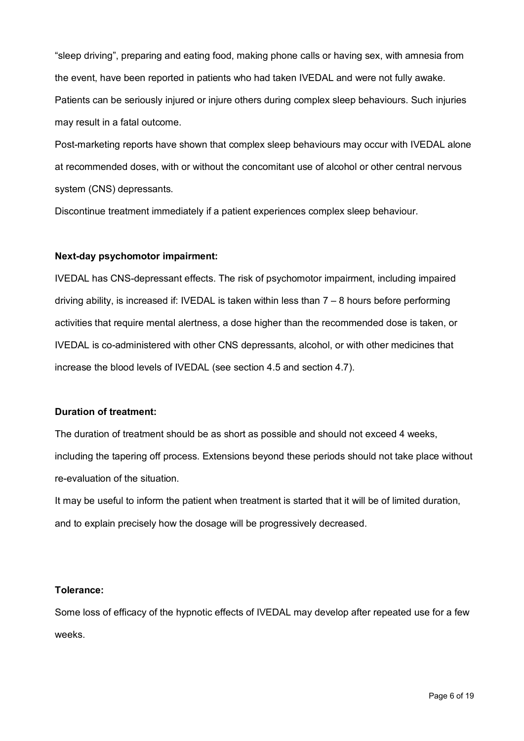"sleep driving", preparing and eating food, making phone calls or having sex, with amnesia from the event, have been reported in patients who had taken IVEDAL and were not fully awake. Patients can be seriously injured or injure others during complex sleep behaviours. Such injuries may result in a fatal outcome.

Post-marketing reports have shown that complex sleep behaviours may occur with IVEDAL alone at recommended doses, with or without the concomitant use of alcohol or other central nervous system (CNS) depressants.

Discontinue treatment immediately if a patient experiences complex sleep behaviour.

**Next-day psychomotor impairment:**

IVEDAL has CNS-depressant effects. The risk of psychomotor impairment, including impaired driving ability, is increased if: IVEDAL is taken within less than 7 – 8 hours before performing activities that require mental alertness, a dose higher than the recommended dose is taken, or IVEDAL is co-administered with other CNS depressants, alcohol, or with other medicines that increase the blood levels of IVEDAL (see section 4.5 and section 4.7).

**Duration of treatment:**

The duration of treatment should be as short as possible and should not exceed 4 weeks, including the tapering off process. Extensions beyond these periods should not take place without re-evaluation of the situation.

It may be useful to inform the patient when treatment is started that it will be of limited duration, and to explain precisely how the dosage will be progressively decreased.

**Tolerance:**

Some loss of efficacy of the hypnotic effects of IVEDAL may develop after repeated use for a few weeks.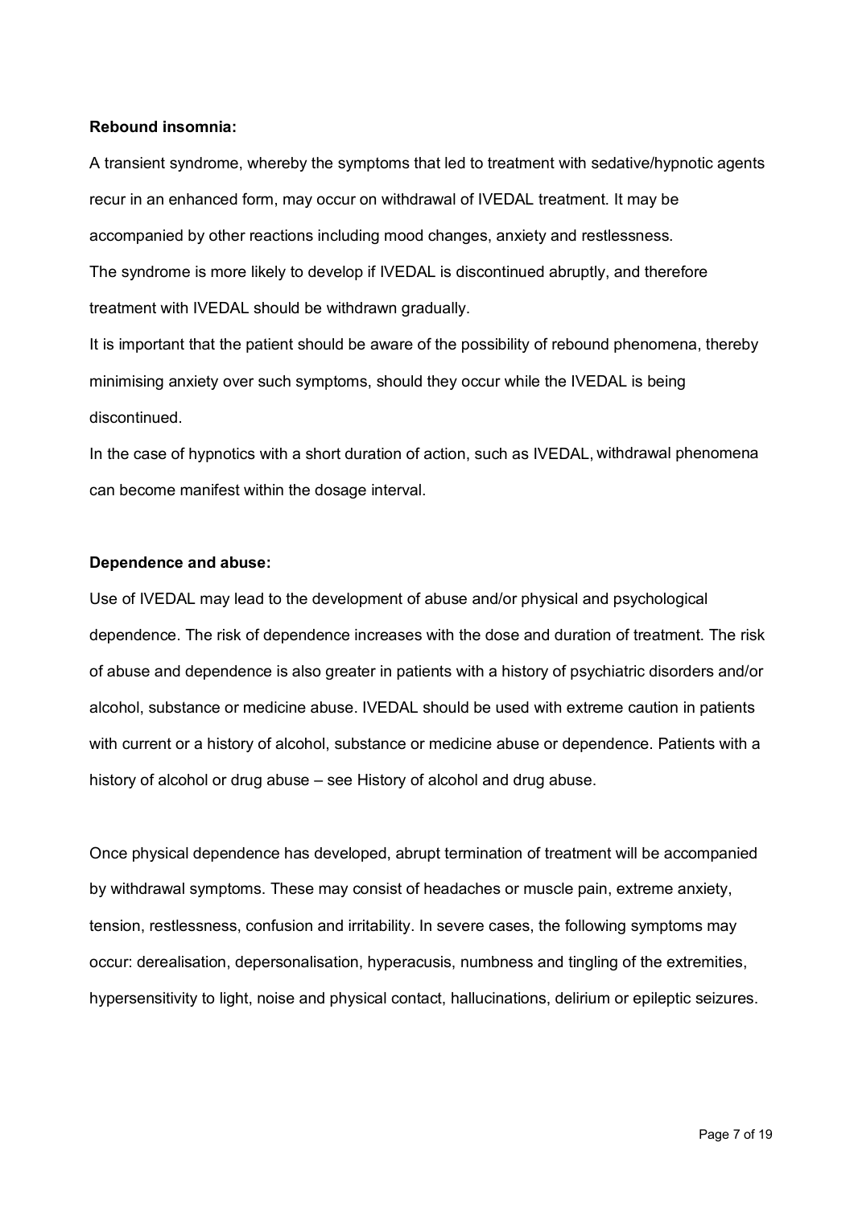**Rebound insomnia:**

A transient syndrome, whereby the symptoms that led to treatment with sedative/hypnotic agents recur in an enhanced form, may occur on withdrawal of IVEDAL treatment. It may be accompanied by other reactions including mood changes, anxiety and restlessness.

The syndrome is more likely to develop if IVEDAL is discontinued abruptly, and therefore treatment with IVEDAL should be withdrawn gradually.

It is important that the patient should be aware of the possibility of rebound phenomena, thereby minimising anxiety over such symptoms, should they occur while the IVEDAL is being discontinued.

In the case of hypnotics with a short duration of action, such as IVEDAL, withdrawal phenomena can become manifest within the dosage interval.

**Dependence and abuse:**

Use of IVEDAL may lead to the development of abuse and/or physical and psychological dependence. The risk of dependence increases with the dose and duration of treatment. The risk of abuse and dependence is also greater in patients with a history of psychiatric disorders and/or alcohol, substance or medicine abuse. IVEDAL should be used with extreme caution in patients with current or a history of alcohol, substance or medicine abuse or dependence. Patients with a history of alcohol or drug abuse – see History of alcohol and drug abuse.

Once physical dependence has developed, abrupt termination of treatment will be accompanied by withdrawal symptoms. These may consist of headaches or muscle pain, extreme anxiety, tension, restlessness, confusion and irritability. In severe cases, the following symptoms may occur: derealisation, depersonalisation, hyperacusis, numbness and tingling of the extremities, hypersensitivity to light, noise and physical contact, hallucinations, delirium or epileptic seizures.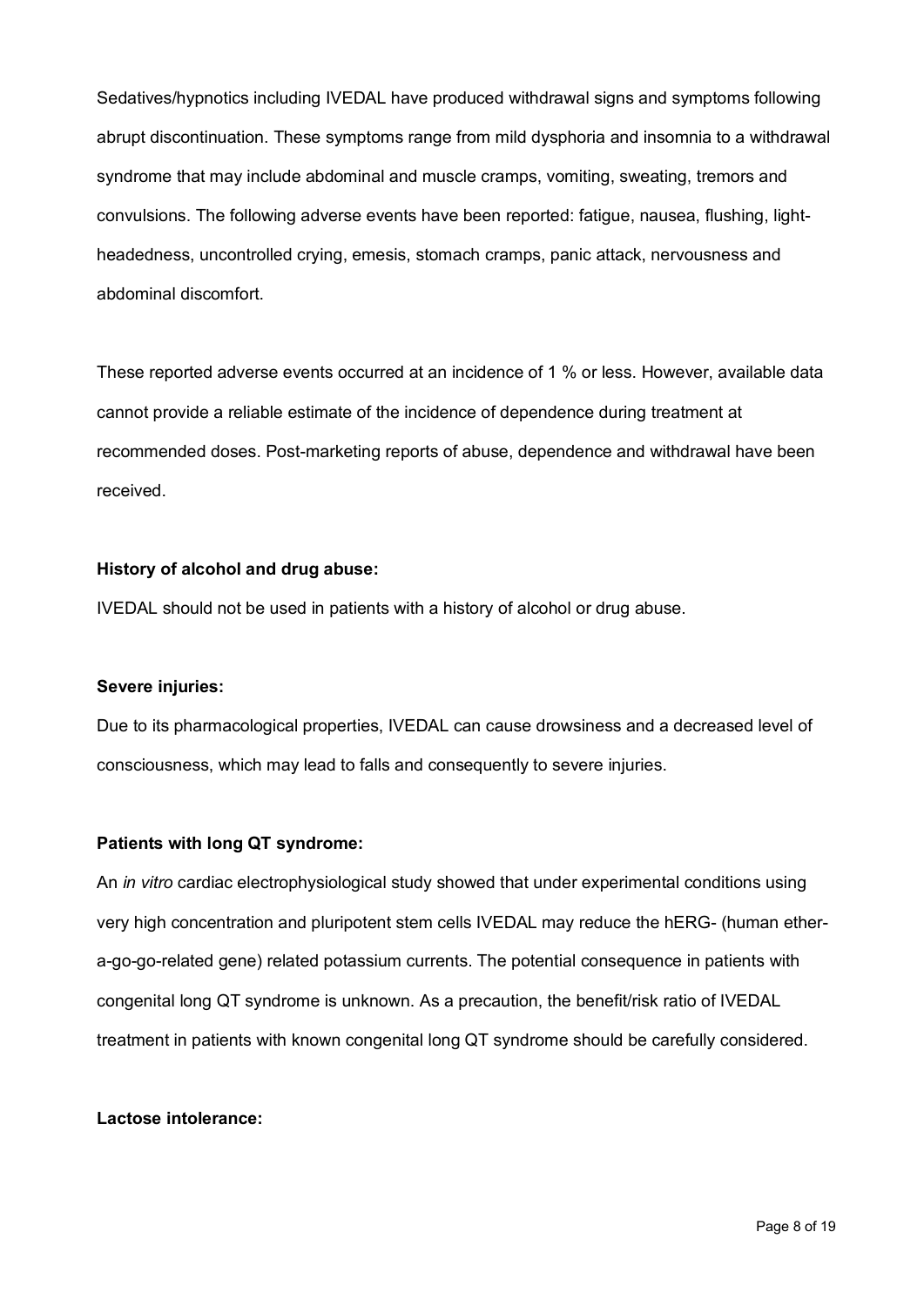Sedatives/hypnotics including IVEDAL have produced withdrawal signs and symptoms following abrupt discontinuation. These symptoms range from mild dysphoria and insomnia to a withdrawal syndrome that may include abdominal and muscle cramps, vomiting, sweating, tremors and convulsions. The following adverse events have been reported: fatigue, nausea, flushing, light-headedness, uncontrolled crying, emesis, stomach cramps, panic attack, nervousness and abdominal discomfort.

These reported adverse events occurred at an incidence of 1 % or less. However, available data cannot provide a reliable estimate of the incidence of dependence during treatment at recommended doses. Post-marketing reports of abuse, dependence and withdrawal have been received.

**History of alcohol and drug abuse:**

IVEDAL should not be used in patients with a history of alcohol or drug abuse.

**Severe injuries:**

Due to its pharmacological properties, IVEDAL can cause drowsiness and a decreased level of consciousness, which may lead to falls and consequently to severe injuries.

**Patients with long QT syndrome:**

An *in vitro* cardiac electrophysiological study showed that under experimental conditions using very high concentration and pluripotent stem cells IVEDAL may reduce the hERG- (human ether-a-go-go-related gene) related potassium currents. The potential consequence in patients with congenital long QT syndrome is unknown. As a precaution, the benefit/risk ratio of IVEDAL treatment in patients with known congenital long QT syndrome should be carefully considered.

**Lactose intolerance:**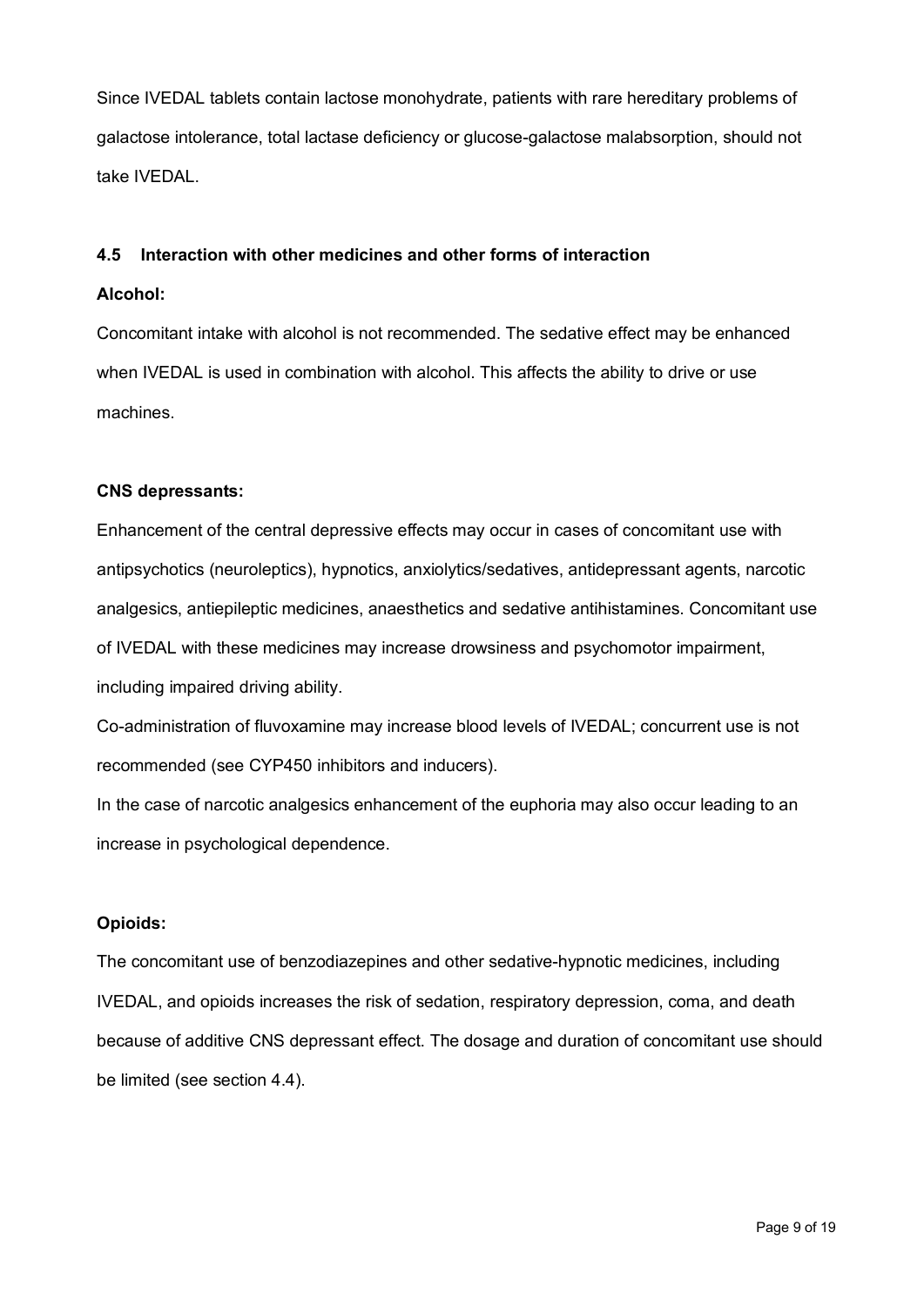Since IVEDAL tablets contain lactose monohydrate, patients with rare hereditary problems of galactose intolerance, total lactase deficiency or glucose-galactose malabsorption, should not take IVEDAL.

### 4.5 Interaction with other medicines and other forms of interaction

**Alcohol:**

Concomitant intake with alcohol is not recommended. The sedative effect may be enhanced when IVEDAL is used in combination with alcohol. This affects the ability to drive or use machines.

**CNS depressants:**

Enhancement of the central depressive effects may occur in cases of concomitant use with antipsychotics (neuroleptics), hypnotics, anxiolytics/sedatives, antidepressant agents, narcotic analgesics, antiepileptic medicines, anaesthetics and sedative antihistamines. Concomitant use of IVEDAL with these medicines may increase drowsiness and psychomotor impairment, including impaired driving ability.

Co-administration of fluvoxamine may increase blood levels of IVEDAL; concurrent use is not recommended (see CYP450 inhibitors and inducers).

In the case of narcotic analgesics enhancement of the euphoria may also occur leading to an increase in psychological dependence.

**Opioids:**

The concomitant use of benzodiazepines and other sedative-hypnotic medicines, including IVEDAL, and opioids increases the risk of sedation, respiratory depression, coma, and death because of additive CNS depressant effect. The dosage and duration of concomitant use should be limited (see section 4.4).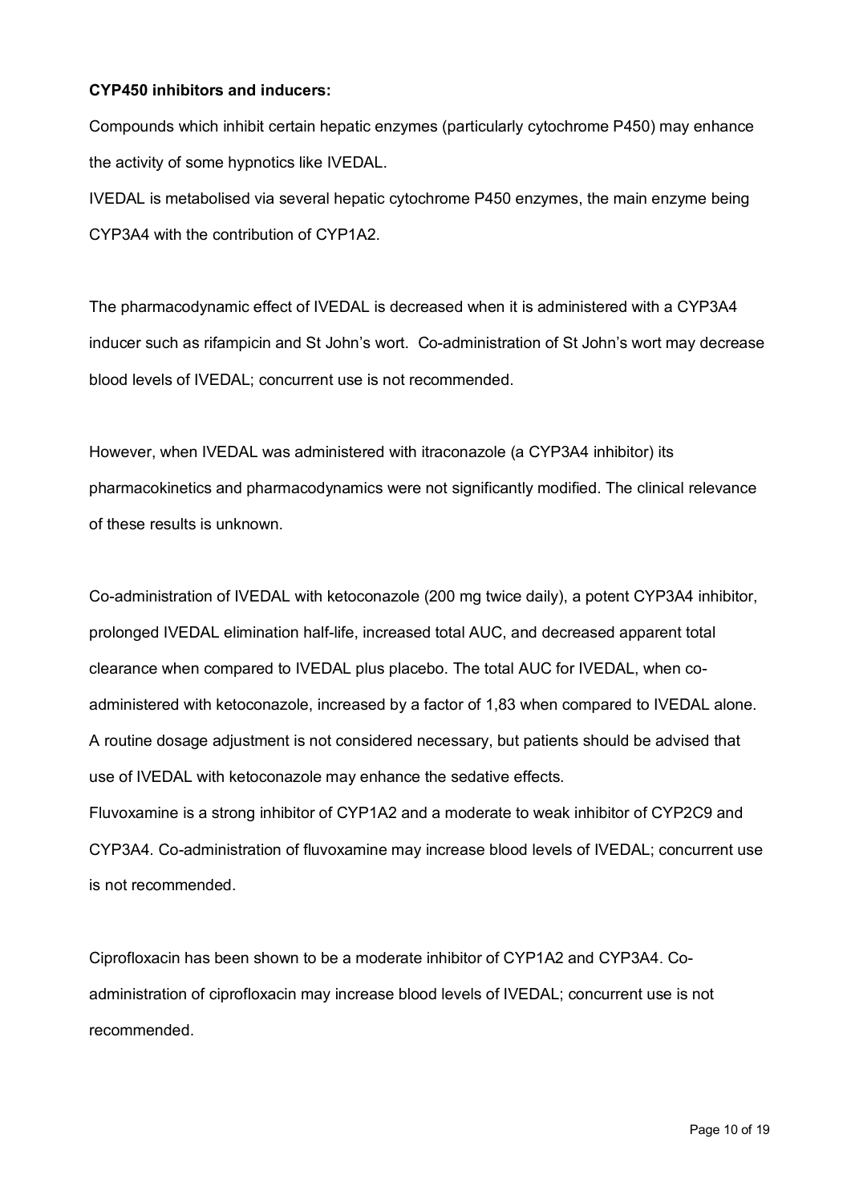**CYP450 inhibitors and inducers:**

Compounds which inhibit certain hepatic enzymes (particularly cytochrome P450) may enhance the activity of some hypnotics like IVEDAL.

IVEDAL is metabolised via several hepatic cytochrome P450 enzymes, the main enzyme being CYP3A4 with the contribution of CYP1A2.

The pharmacodynamic effect of IVEDAL is decreased when it is administered with a CYP3A4 inducer such as rifampicin and St John's wort. Co-administration of St John's wort may decrease blood levels of IVEDAL; concurrent use is not recommended.

However, when IVEDAL was administered with itraconazole (a CYP3A4 inhibitor) its pharmacokinetics and pharmacodynamics were not significantly modified. The clinical relevance of these results is unknown.

Co-administration of IVEDAL with ketoconazole (200 mg twice daily), a potent CYP3A4 inhibitor, prolonged IVEDAL elimination half-life, increased total AUC, and decreased apparent total clearance when compared to IVEDAL plus placebo. The total AUC for IVEDAL, when co-administered with ketoconazole, increased by a factor of 1,83 when compared to IVEDAL alone. A routine dosage adjustment is not considered necessary, but patients should be advised that use of IVEDAL with ketoconazole may enhance the sedative effects.

Fluvoxamine is a strong inhibitor of CYP1A2 and a moderate to weak inhibitor of CYP2C9 and CYP3A4. Co-administration of fluvoxamine may increase blood levels of IVEDAL; concurrent use is not recommended.

Ciprofloxacin has been shown to be a moderate inhibitor of CYP1A2 and CYP3A4. Co-administration of ciprofloxacin may increase blood levels of IVEDAL; concurrent use is not recommended.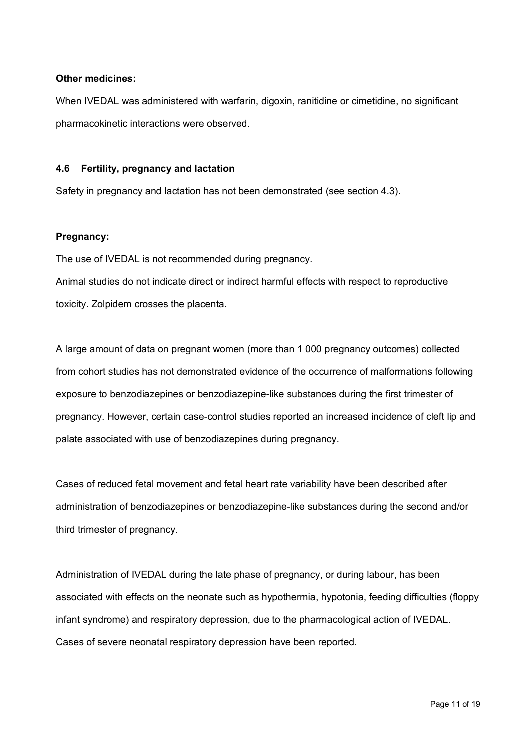**Other medicines:**

When IVEDAL was administered with warfarin, digoxin, ranitidine or cimetidine, no significant pharmacokinetic interactions were observed.

### 4.6 Fertility, pregnancy and lactation

Safety in pregnancy and lactation has not been demonstrated (see section 4.3).

**Pregnancy:**

The use of IVEDAL is not recommended during pregnancy.

Animal studies do not indicate direct or indirect harmful effects with respect to reproductive toxicity. Zolpidem crosses the placenta.

A large amount of data on pregnant women (more than 1 000 pregnancy outcomes) collected from cohort studies has not demonstrated evidence of the occurrence of malformations following exposure to benzodiazepines or benzodiazepine-like substances during the first trimester of pregnancy. However, certain case-control studies reported an increased incidence of cleft lip and palate associated with use of benzodiazepines during pregnancy.

Cases of reduced fetal movement and fetal heart rate variability have been described after administration of benzodiazepines or benzodiazepine-like substances during the second and/or third trimester of pregnancy.

Administration of IVEDAL during the late phase of pregnancy, or during labour, has been associated with effects on the neonate such as hypothermia, hypotonia, feeding difficulties (floppy infant syndrome) and respiratory depression, due to the pharmacological action of IVEDAL. Cases of severe neonatal respiratory depression have been reported.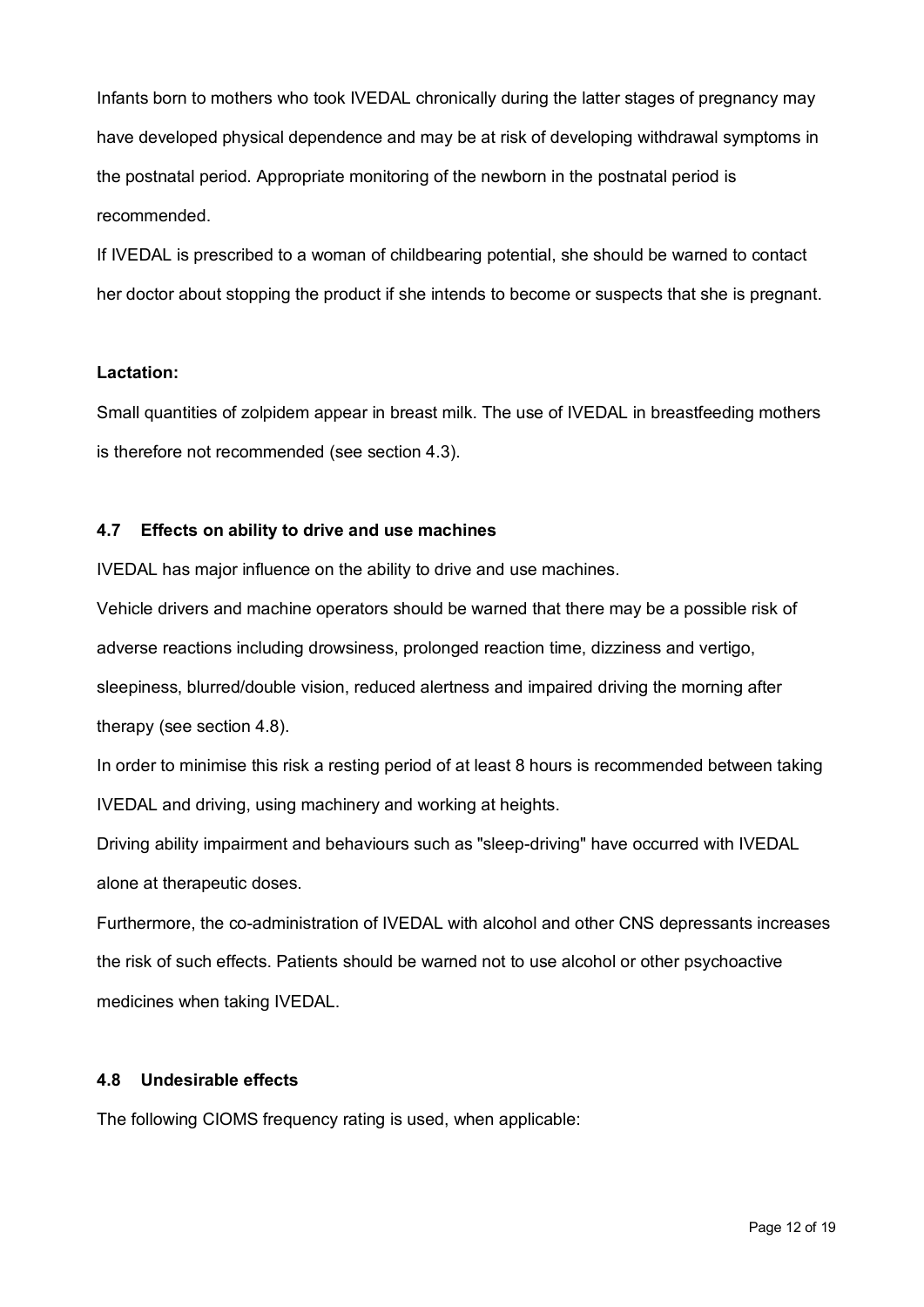Infants born to mothers who took IVEDAL chronically during the latter stages of pregnancy may have developed physical dependence and may be at risk of developing withdrawal symptoms in the postnatal period. Appropriate monitoring of the newborn in the postnatal period is recommended.

If IVEDAL is prescribed to a woman of childbearing potential, she should be warned to contact her doctor about stopping the product if she intends to become or suspects that she is pregnant.

**Lactation:**

Small quantities of zolpidem appear in breast milk. The use of IVEDAL in breastfeeding mothers is therefore not recommended (see section 4.3).

### 4.7 Effects on ability to drive and use machines

IVEDAL has major influence on the ability to drive and use machines.

Vehicle drivers and machine operators should be warned that there may be a possible risk of adverse reactions including drowsiness, prolonged reaction time, dizziness and vertigo, sleepiness, blurred/double vision, reduced alertness and impaired driving the morning after therapy (see section 4.8).

In order to minimise this risk a resting period of at least 8 hours is recommended between taking IVEDAL and driving, using machinery and working at heights.

Driving ability impairment and behaviours such as "sleep-driving" have occurred with IVEDAL alone at therapeutic doses.

Furthermore, the co-administration of IVEDAL with alcohol and other CNS depressants increases the risk of such effects. Patients should be warned not to use alcohol or other psychoactive medicines when taking IVEDAL.

### 4.8 Undesirable effects

The following CIOMS frequency rating is used, when applicable: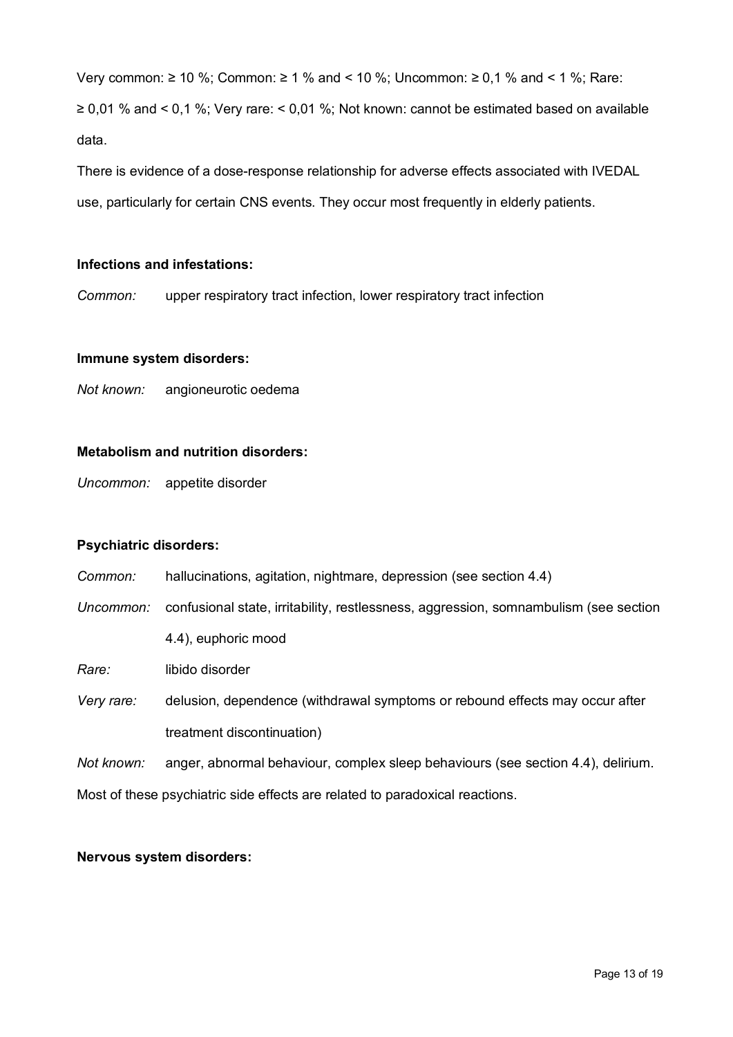Very common: ≥ 10 %; Common: ≥ 1 % and < 10 %; Uncommon: ≥ 0,1 % and < 1 %; Rare: ≥ 0,01 % and < 0,1 %; Very rare: < 0,01 %; Not known: cannot be estimated based on available data.

There is evidence of a dose-response relationship for adverse effects associated with IVEDAL use, particularly for certain CNS events. They occur most frequently in elderly patients.

**Infections and infestations:**

*Common:* upper respiratory tract infection, lower respiratory tract infection

**Immune system disorders:**

*Not known:* angioneurotic oedema

**Metabolism and nutrition disorders:**

*Uncommon:* appetite disorder

**Psychiatric disorders:**

*Common:* hallucinations, agitation, nightmare, depression (see section 4.4)

*Uncommon:* confusional state, irritability, restlessness, aggression, somnambulism (see section 4.4), euphoric mood

*Rare:* libido disorder

*Very rare:* delusion, dependence (withdrawal symptoms or rebound effects may occur after treatment discontinuation)

*Not known:* anger, abnormal behaviour, complex sleep behaviours (see section 4.4), delirium.

Most of these psychiatric side effects are related to paradoxical reactions.

**Nervous system disorders:**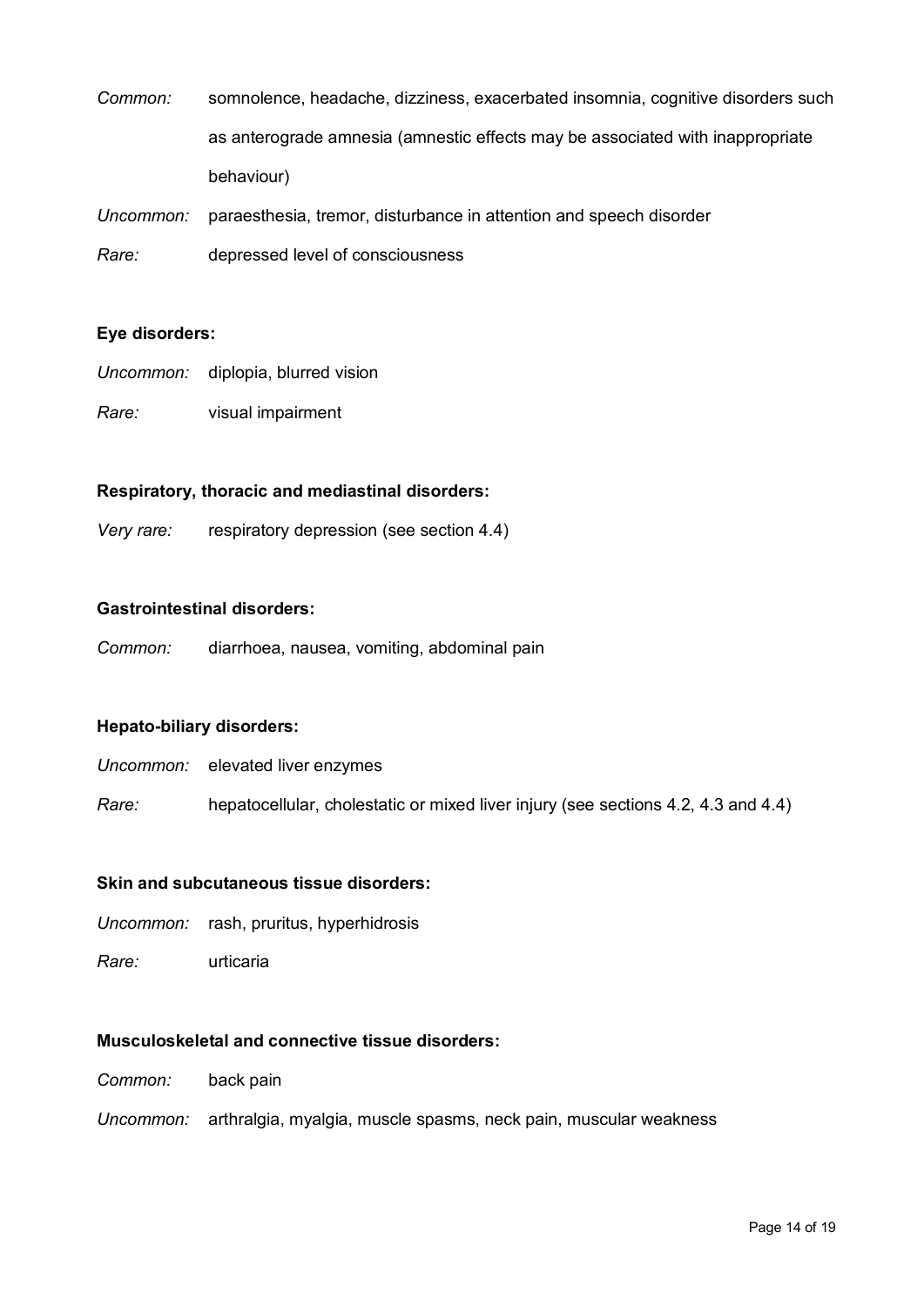*Common:* somnolence, headache, dizziness, exacerbated insomnia, cognitive disorders such as anterograde amnesia (amnestic effects may be associated with inappropriate behaviour)

*Uncommon:* paraesthesia, tremor, disturbance in attention and speech disorder

*Rare:* depressed level of consciousness

**Eye disorders:**

*Uncommon:* diplopia, blurred vision

*Rare:* visual impairment

**Respiratory, thoracic and mediastinal disorders:**

*Very rare:* respiratory depression (see section 4.4)

**Gastrointestinal disorders:**

*Common:* diarrhoea, nausea, vomiting, abdominal pain

**Hepato-biliary disorders:**

*Uncommon:* elevated liver enzymes

*Rare:* hepatocellular, cholestatic or mixed liver injury (see sections 4.2, 4.3 and 4.4)

**Skin and subcutaneous tissue disorders:**

*Uncommon:* rash, pruritus, hyperhidrosis

*Rare:* urticaria

**Musculoskeletal and connective tissue disorders:**

*Common:* back pain

*Uncommon:* arthralgia, myalgia, muscle spasms, neck pain, muscular weakness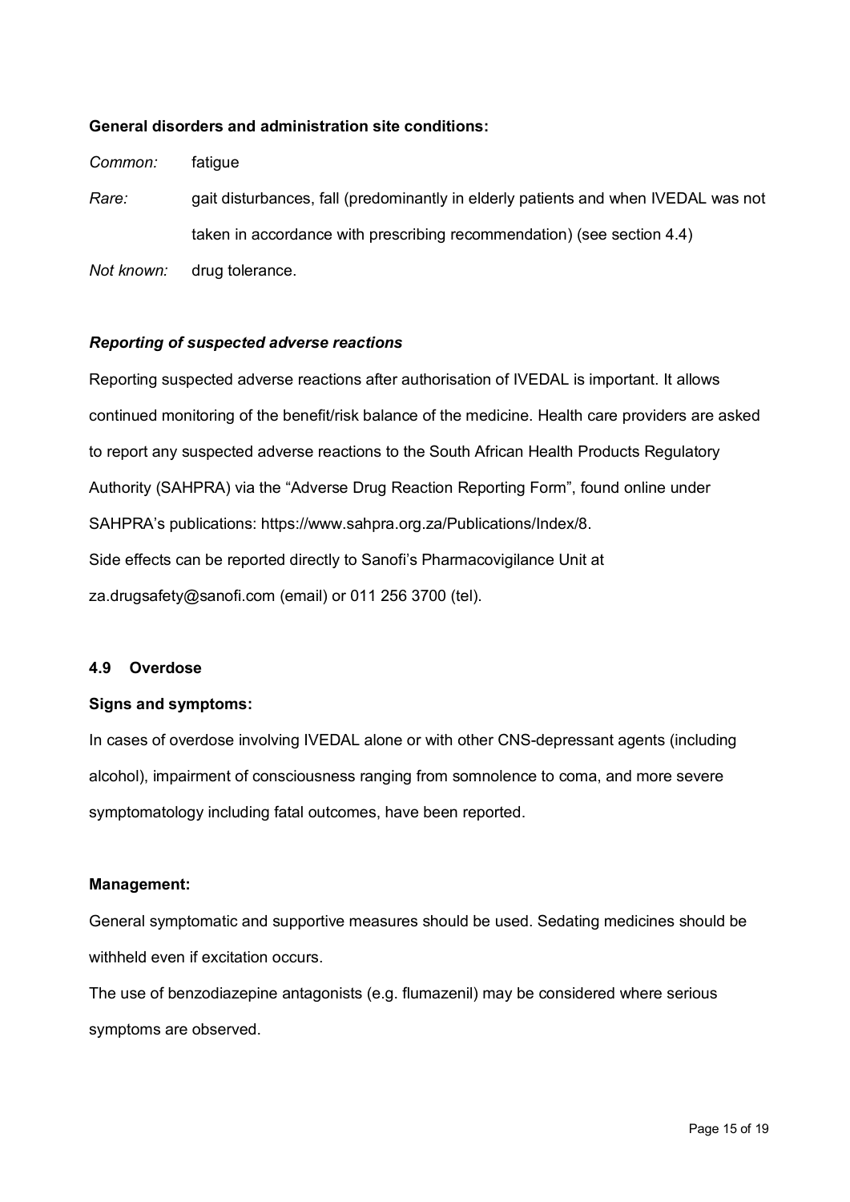**General disorders and administration site conditions:**

*Common:* fatigue

*Rare:* gait disturbances, fall (predominantly in elderly patients and when IVEDAL was not taken in accordance with prescribing recommendation) (see section 4.4)

*Not known:* drug tolerance.

***Reporting of suspected adverse reactions***

Reporting suspected adverse reactions after authorisation of IVEDAL is important. It allows continued monitoring of the benefit/risk balance of the medicine. Health care providers are asked to report any suspected adverse reactions to the South African Health Products Regulatory Authority (SAHPRA) via the "Adverse Drug Reaction Reporting Form", found online under SAHPRA's publications: https://www.sahpra.org.za/Publications/Index/8.
Side effects can be reported directly to Sanofi's Pharmacovigilance Unit at za.drugsafety@sanofi.com (email) or 011 256 3700 (tel).

**4.9 Overdose**

**Signs and symptoms:**

In cases of overdose involving IVEDAL alone or with other CNS-depressant agents (including alcohol), impairment of consciousness ranging from somnolence to coma, and more severe symptomatology including fatal outcomes, have been reported.

**Management:**

General symptomatic and supportive measures should be used. Sedating medicines should be withheld even if excitation occurs.
The use of benzodiazepine antagonists (e.g. flumazenil) may be considered where serious symptoms are observed.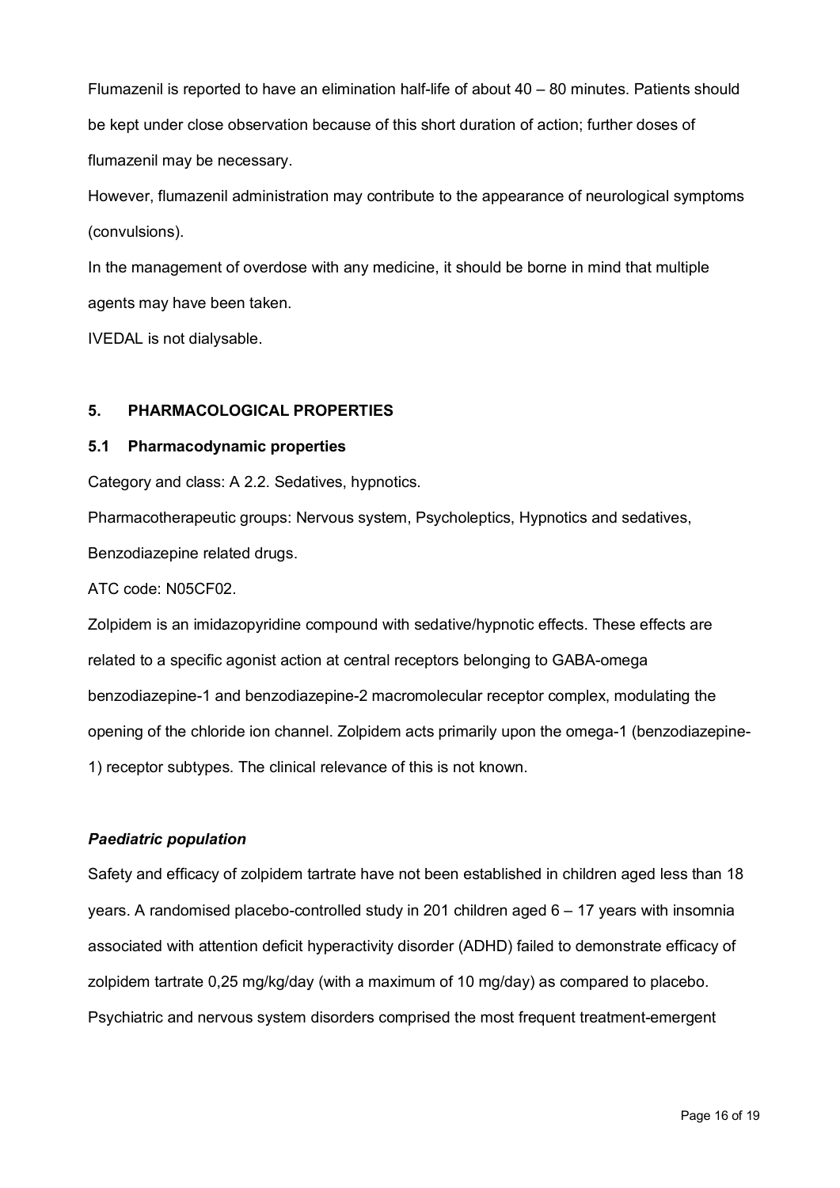Flumazenil is reported to have an elimination half-life of about 40 – 80 minutes. Patients should be kept under close observation because of this short duration of action; further doses of flumazenil may be necessary.

However, flumazenil administration may contribute to the appearance of neurological symptoms (convulsions).

In the management of overdose with any medicine, it should be borne in mind that multiple agents may have been taken.

IVEDAL is not dialysable.

## 5. PHARMACOLOGICAL PROPERTIES

### 5.1 Pharmacodynamic properties

Category and class: A 2.2. Sedatives, hypnotics.

Pharmacotherapeutic groups: Nervous system, Psycholeptics, Hypnotics and sedatives, Benzodiazepine related drugs.

ATC code: N05CF02.

Zolpidem is an imidazopyridine compound with sedative/hypnotic effects. These effects are related to a specific agonist action at central receptors belonging to GABA-omega benzodiazepine-1 and benzodiazepine-2 macromolecular receptor complex, modulating the opening of the chloride ion channel. Zolpidem acts primarily upon the omega-1 (benzodiazepine-1) receptor subtypes. The clinical relevance of this is not known.

***Paediatric population***

Safety and efficacy of zolpidem tartrate have not been established in children aged less than 18 years. A randomised placebo-controlled study in 201 children aged 6 – 17 years with insomnia associated with attention deficit hyperactivity disorder (ADHD) failed to demonstrate efficacy of zolpidem tartrate 0,25 mg/kg/day (with a maximum of 10 mg/day) as compared to placebo. Psychiatric and nervous system disorders comprised the most frequent treatment-emergent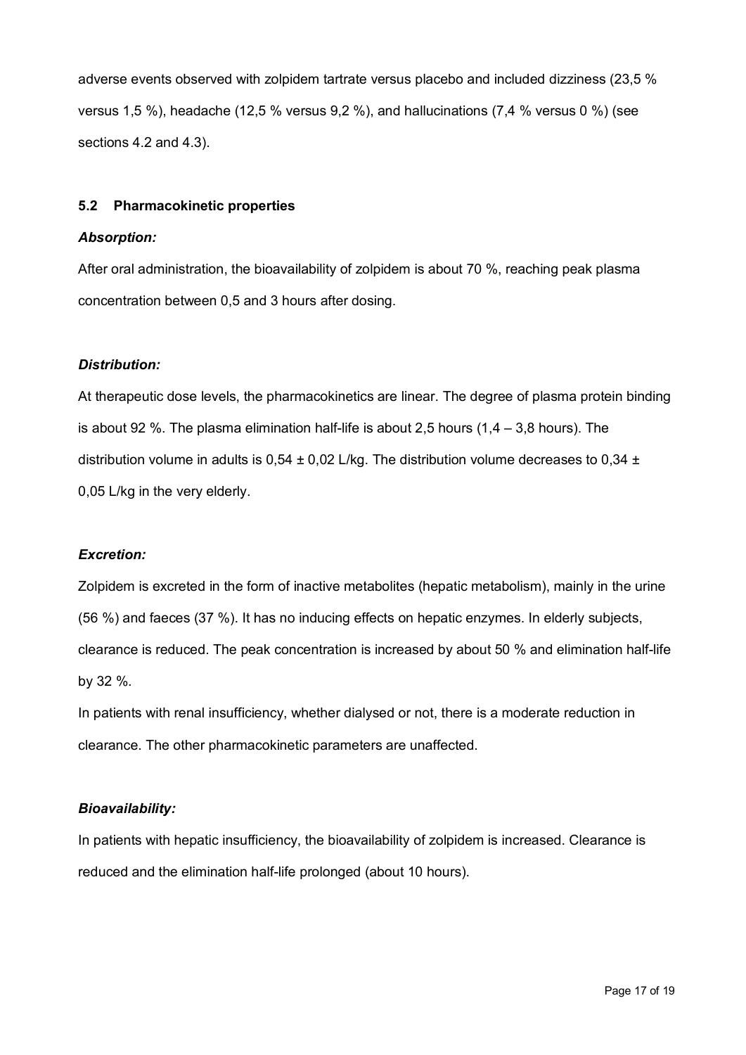adverse events observed with zolpidem tartrate versus placebo and included dizziness (23,5 % versus 1,5 %), headache (12,5 % versus 9,2 %), and hallucinations (7,4 % versus 0 %) (see sections 4.2 and 4.3).

### 5.2 Pharmacokinetic properties

***Absorption:***

After oral administration, the bioavailability of zolpidem is about 70 %, reaching peak plasma concentration between 0,5 and 3 hours after dosing.

***Distribution:***

At therapeutic dose levels, the pharmacokinetics are linear. The degree of plasma protein binding is about 92 %. The plasma elimination half-life is about 2,5 hours (1,4 – 3,8 hours). The distribution volume in adults is 0,54 ± 0,02 L/kg. The distribution volume decreases to 0,34 ± 0,05 L/kg in the very elderly.

***Excretion:***

Zolpidem is excreted in the form of inactive metabolites (hepatic metabolism), mainly in the urine (56 %) and faeces (37 %). It has no inducing effects on hepatic enzymes. In elderly subjects, clearance is reduced. The peak concentration is increased by about 50 % and elimination half-life by 32 %.

In patients with renal insufficiency, whether dialysed or not, there is a moderate reduction in clearance. The other pharmacokinetic parameters are unaffected.

***Bioavailability:***

In patients with hepatic insufficiency, the bioavailability of zolpidem is increased. Clearance is reduced and the elimination half-life prolonged (about 10 hours).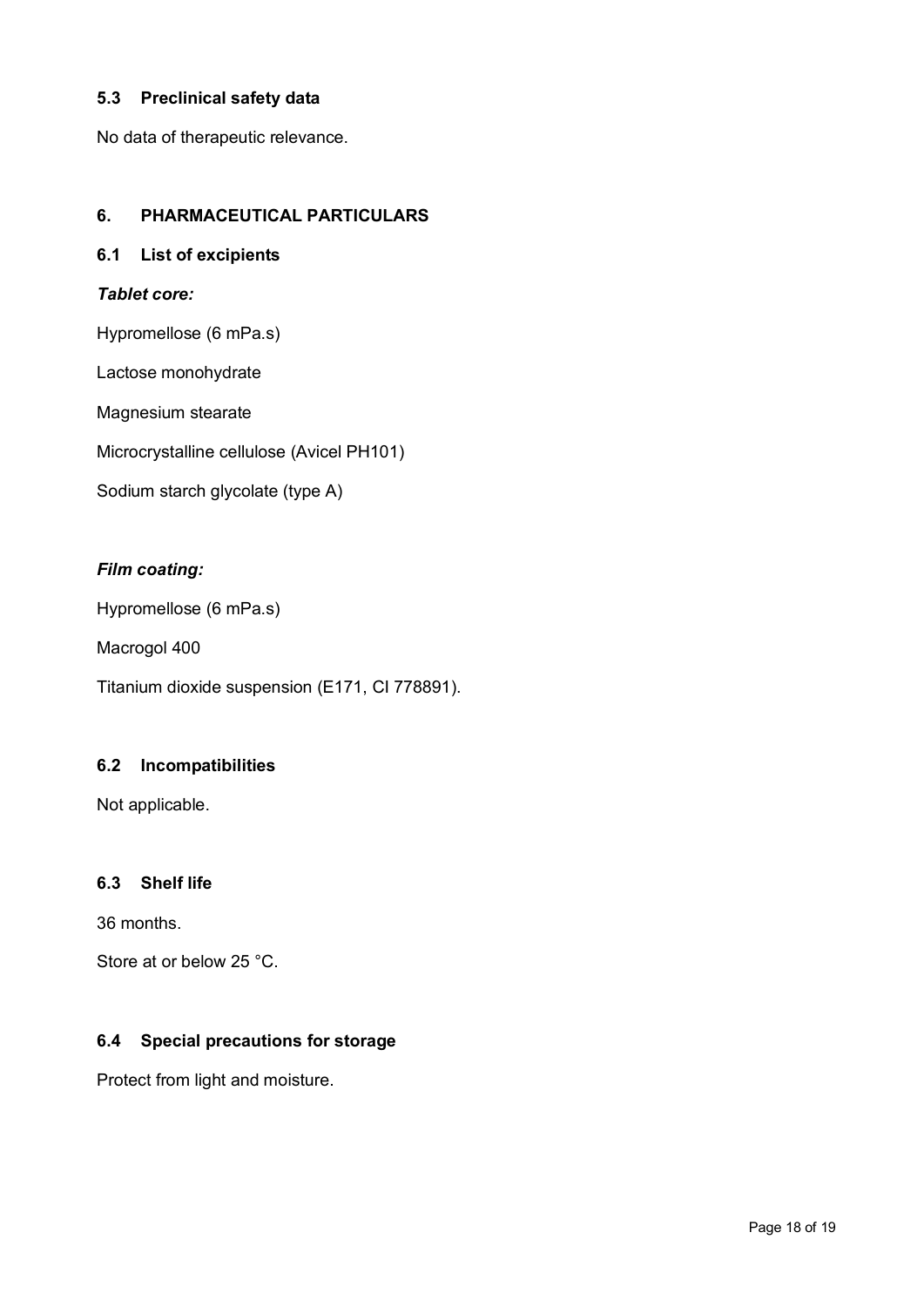### 5.3 Preclinical safety data

No data of therapeutic relevance.

## 6. PHARMACEUTICAL PARTICULARS

### 6.1 List of excipients

***Tablet core:***

Hypromellose (6 mPa.s)

Lactose monohydrate

Magnesium stearate

Microcrystalline cellulose (Avicel PH101)

Sodium starch glycolate (type A)

***Film coating:***

Hypromellose (6 mPa.s)

Macrogol 400

Titanium dioxide suspension (E171, CI 778891).

### 6.2 Incompatibilities

Not applicable.

### 6.3 Shelf life

36 months.

Store at or below 25 °C.

### 6.4 Special precautions for storage

Protect from light and moisture.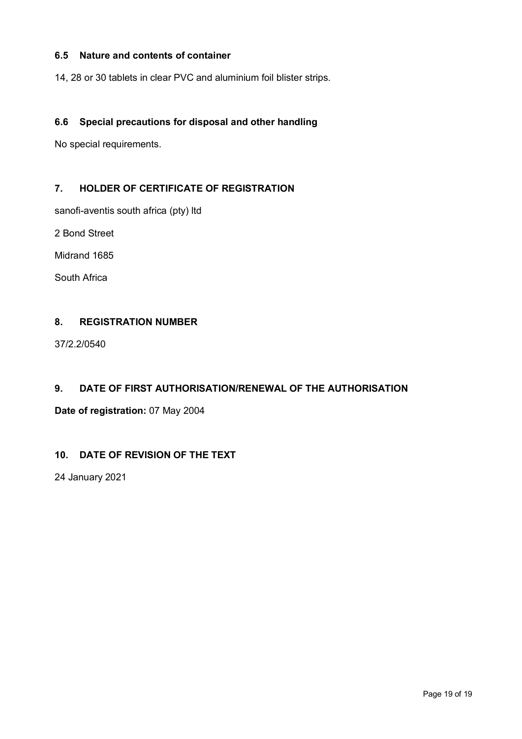### 6.5 Nature and contents of container

14, 28 or 30 tablets in clear PVC and aluminium foil blister strips.

### 6.6 Special precautions for disposal and other handling

No special requirements.

## 7. HOLDER OF CERTIFICATE OF REGISTRATION

sanofi-aventis south africa (pty) ltd

2 Bond Street

Midrand 1685

South Africa

## 8. REGISTRATION NUMBER

37/2.2/0540

## 9. DATE OF FIRST AUTHORISATION/RENEWAL OF THE AUTHORISATION

**Date of registration:** 07 May 2004

## 10. DATE OF REVISION OF THE TEXT

24 January 2021